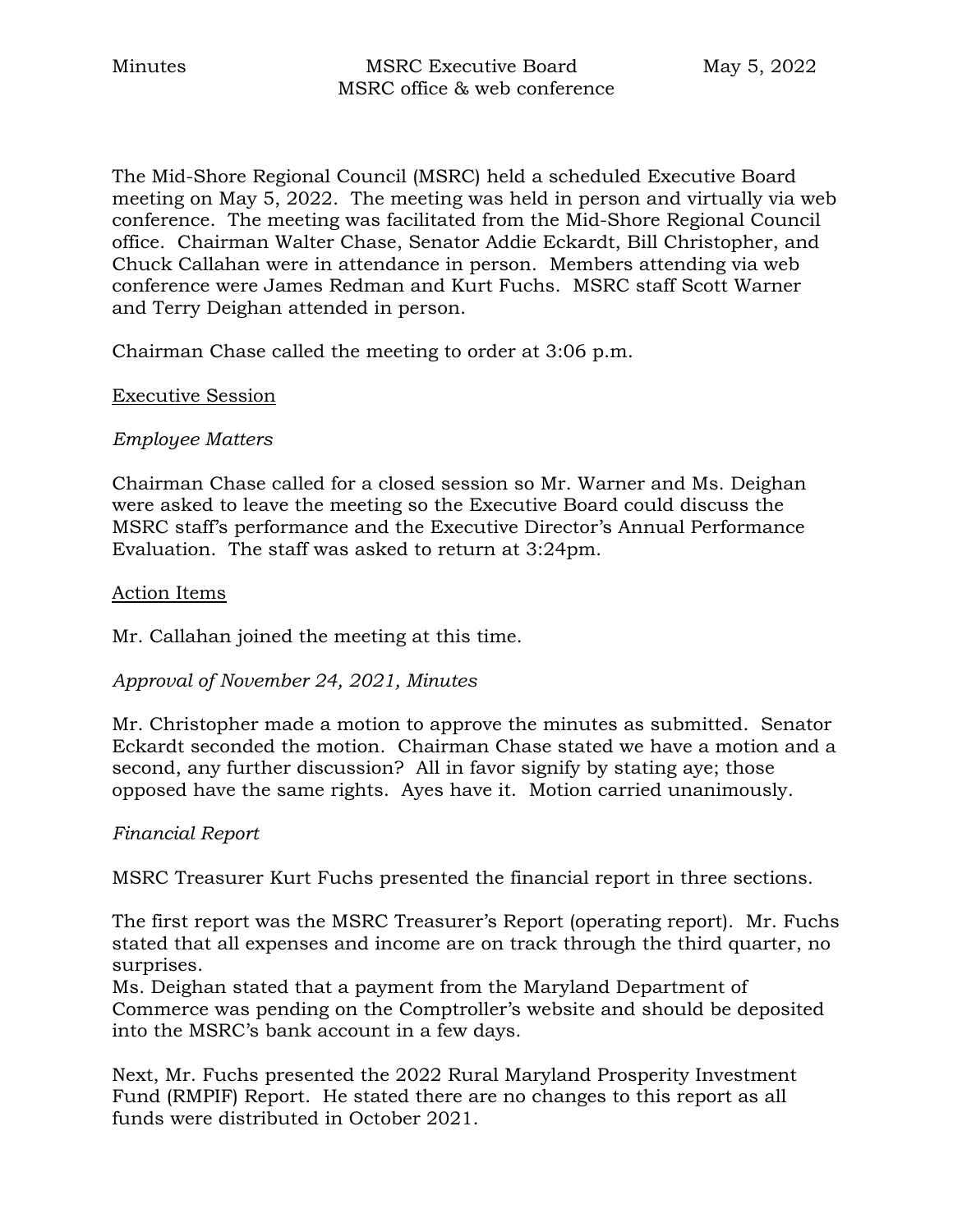Minutes MSRC Executive Board May 5, 2022
MSRC office & web conference

The Mid-Shore Regional Council (MSRC) held a scheduled Executive Board meeting on May 5, 2022. The meeting was held in person and virtually via web conference. The meeting was facilitated from the Mid-Shore Regional Council office. Chairman Walter Chase, Senator Addie Eckardt, Bill Christopher, and Chuck Callahan were in attendance in person. Members attending via web conference were James Redman and Kurt Fuchs. MSRC staff Scott Warner and Terry Deighan attended in person.

Chairman Chase called the meeting to order at 3:06 p.m.

## Executive Session

*Employee Matters*

Chairman Chase called for a closed session so Mr. Warner and Ms. Deighan were asked to leave the meeting so the Executive Board could discuss the MSRC staff's performance and the Executive Director's Annual Performance Evaluation. The staff was asked to return at 3:24pm.

## Action Items

Mr. Callahan joined the meeting at this time.

*Approval of November 24, 2021, Minutes*

Mr. Christopher made a motion to approve the minutes as submitted. Senator Eckardt seconded the motion. Chairman Chase stated we have a motion and a second, any further discussion? All in favor signify by stating aye; those opposed have the same rights. Ayes have it. Motion carried unanimously.

*Financial Report*

MSRC Treasurer Kurt Fuchs presented the financial report in three sections.

The first report was the MSRC Treasurer's Report (operating report). Mr. Fuchs stated that all expenses and income are on track through the third quarter, no surprises.
Ms. Deighan stated that a payment from the Maryland Department of Commerce was pending on the Comptroller's website and should be deposited into the MSRC's bank account in a few days.

Next, Mr. Fuchs presented the 2022 Rural Maryland Prosperity Investment Fund (RMPIF) Report. He stated there are no changes to this report as all funds were distributed in October 2021.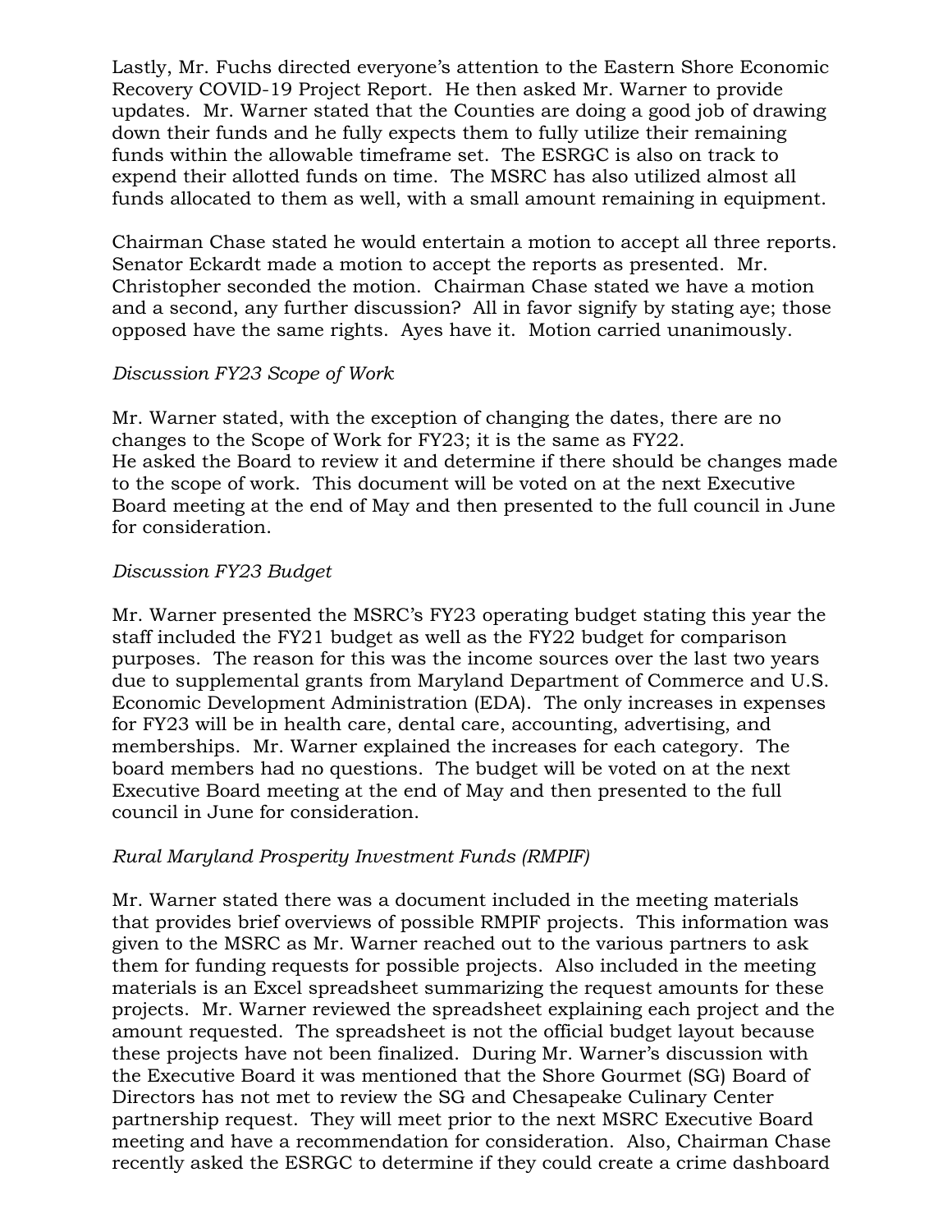Lastly, Mr. Fuchs directed everyone's attention to the Eastern Shore Economic Recovery COVID-19 Project Report. He then asked Mr. Warner to provide updates. Mr. Warner stated that the Counties are doing a good job of drawing down their funds and he fully expects them to fully utilize their remaining funds within the allowable timeframe set. The ESRGC is also on track to expend their allotted funds on time. The MSRC has also utilized almost all funds allocated to them as well, with a small amount remaining in equipment.

Chairman Chase stated he would entertain a motion to accept all three reports. Senator Eckardt made a motion to accept the reports as presented. Mr. Christopher seconded the motion. Chairman Chase stated we have a motion and a second, any further discussion? All in favor signify by stating aye; those opposed have the same rights. Ayes have it. Motion carried unanimously.

*Discussion FY23 Scope of Work*

Mr. Warner stated, with the exception of changing the dates, there are no changes to the Scope of Work for FY23; it is the same as FY22. He asked the Board to review it and determine if there should be changes made to the scope of work. This document will be voted on at the next Executive Board meeting at the end of May and then presented to the full council in June for consideration.

*Discussion FY23 Budget*

Mr. Warner presented the MSRC's FY23 operating budget stating this year the staff included the FY21 budget as well as the FY22 budget for comparison purposes. The reason for this was the income sources over the last two years due to supplemental grants from Maryland Department of Commerce and U.S. Economic Development Administration (EDA). The only increases in expenses for FY23 will be in health care, dental care, accounting, advertising, and memberships. Mr. Warner explained the increases for each category. The board members had no questions. The budget will be voted on at the next Executive Board meeting at the end of May and then presented to the full council in June for consideration.

*Rural Maryland Prosperity Investment Funds (RMPIF)*

Mr. Warner stated there was a document included in the meeting materials that provides brief overviews of possible RMPIF projects. This information was given to the MSRC as Mr. Warner reached out to the various partners to ask them for funding requests for possible projects. Also included in the meeting materials is an Excel spreadsheet summarizing the request amounts for these projects. Mr. Warner reviewed the spreadsheet explaining each project and the amount requested. The spreadsheet is not the official budget layout because these projects have not been finalized. During Mr. Warner's discussion with the Executive Board it was mentioned that the Shore Gourmet (SG) Board of Directors has not met to review the SG and Chesapeake Culinary Center partnership request. They will meet prior to the next MSRC Executive Board meeting and have a recommendation for consideration. Also, Chairman Chase recently asked the ESRGC to determine if they could create a crime dashboard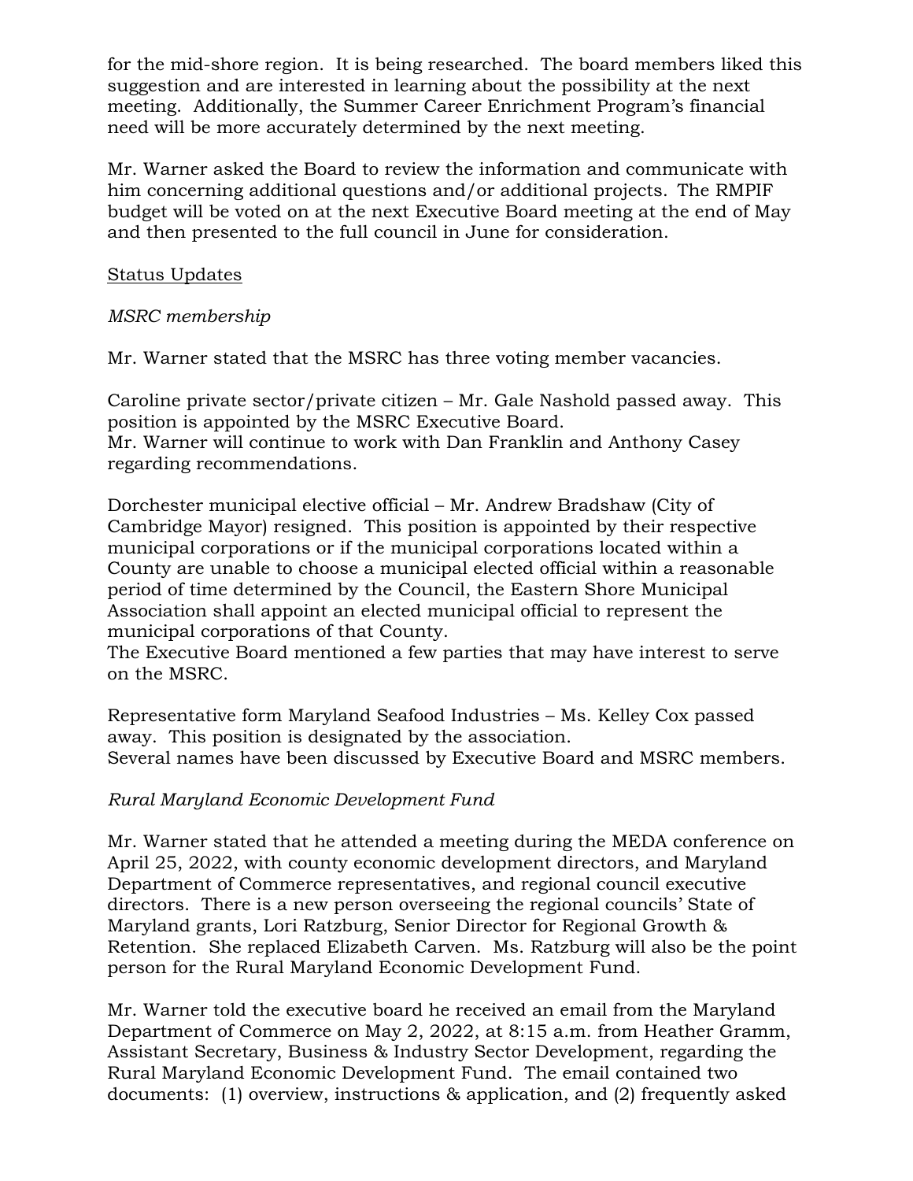for the mid-shore region. It is being researched. The board members liked this suggestion and are interested in learning about the possibility at the next meeting. Additionally, the Summer Career Enrichment Program's financial need will be more accurately determined by the next meeting.

Mr. Warner asked the Board to review the information and communicate with him concerning additional questions and/or additional projects. The RMPIF budget will be voted on at the next Executive Board meeting at the end of May and then presented to the full council in June for consideration.

<u>Status Updates</u>

*MSRC membership*

Mr. Warner stated that the MSRC has three voting member vacancies.

Caroline private sector/private citizen – Mr. Gale Nashold passed away. This position is appointed by the MSRC Executive Board.
Mr. Warner will continue to work with Dan Franklin and Anthony Casey regarding recommendations.

Dorchester municipal elective official – Mr. Andrew Bradshaw (City of Cambridge Mayor) resigned. This position is appointed by their respective municipal corporations or if the municipal corporations located within a County are unable to choose a municipal elected official within a reasonable period of time determined by the Council, the Eastern Shore Municipal Association shall appoint an elected municipal official to represent the municipal corporations of that County.
The Executive Board mentioned a few parties that may have interest to serve on the MSRC.

Representative form Maryland Seafood Industries – Ms. Kelley Cox passed away. This position is designated by the association.
Several names have been discussed by Executive Board and MSRC members.

*Rural Maryland Economic Development Fund*

Mr. Warner stated that he attended a meeting during the MEDA conference on April 25, 2022, with county economic development directors, and Maryland Department of Commerce representatives, and regional council executive directors. There is a new person overseeing the regional councils' State of Maryland grants, Lori Ratzburg, Senior Director for Regional Growth & Retention. She replaced Elizabeth Carven. Ms. Ratzburg will also be the point person for the Rural Maryland Economic Development Fund.

Mr. Warner told the executive board he received an email from the Maryland Department of Commerce on May 2, 2022, at 8:15 a.m. from Heather Gramm, Assistant Secretary, Business & Industry Sector Development, regarding the Rural Maryland Economic Development Fund. The email contained two documents: (1) overview, instructions & application, and (2) frequently asked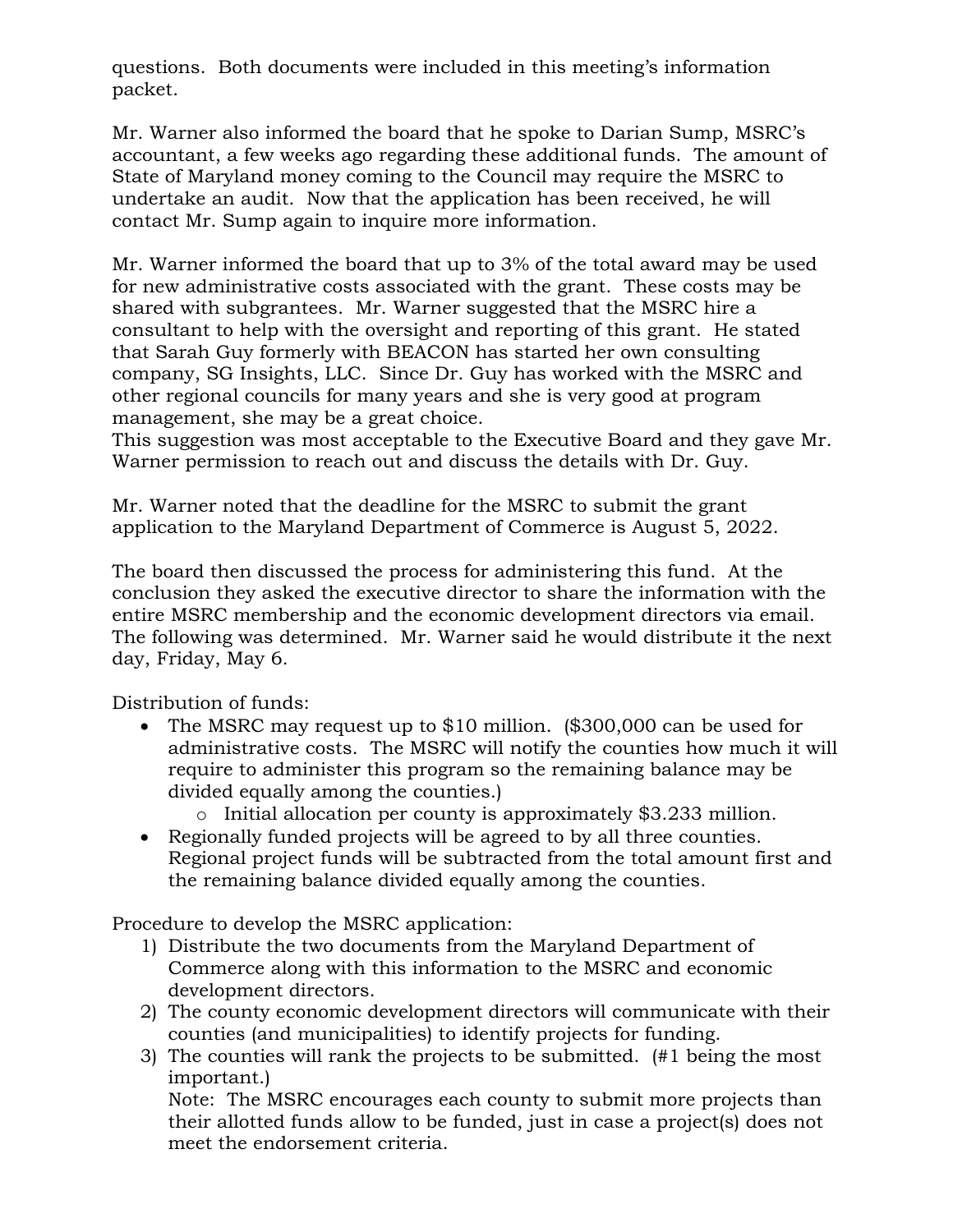questions. Both documents were included in this meeting's information packet.

Mr. Warner also informed the board that he spoke to Darian Sump, MSRC's accountant, a few weeks ago regarding these additional funds. The amount of State of Maryland money coming to the Council may require the MSRC to undertake an audit. Now that the application has been received, he will contact Mr. Sump again to inquire more information.

Mr. Warner informed the board that up to 3% of the total award may be used for new administrative costs associated with the grant. These costs may be shared with subgrantees. Mr. Warner suggested that the MSRC hire a consultant to help with the oversight and reporting of this grant. He stated that Sarah Guy formerly with BEACON has started her own consulting company, SG Insights, LLC. Since Dr. Guy has worked with the MSRC and other regional councils for many years and she is very good at program management, she may be a great choice.
This suggestion was most acceptable to the Executive Board and they gave Mr. Warner permission to reach out and discuss the details with Dr. Guy.

Mr. Warner noted that the deadline for the MSRC to submit the grant application to the Maryland Department of Commerce is August 5, 2022.

The board then discussed the process for administering this fund. At the conclusion they asked the executive director to share the information with the entire MSRC membership and the economic development directors via email. The following was determined. Mr. Warner said he would distribute it the next day, Friday, May 6.

Distribution of funds:

- The MSRC may request up to $10 million. ($300,000 can be used for administrative costs. The MSRC will notify the counties how much it will require to administer this program so the remaining balance may be divided equally among the counties.)
    - Initial allocation per county is approximately $3.233 million.
- Regionally funded projects will be agreed to by all three counties. Regional project funds will be subtracted from the total amount first and the remaining balance divided equally among the counties.

Procedure to develop the MSRC application:

1) Distribute the two documents from the Maryland Department of Commerce along with this information to the MSRC and economic development directors.
2) The county economic development directors will communicate with their counties (and municipalities) to identify projects for funding.
3) The counties will rank the projects to be submitted. (#1 being the most important.)
   Note: The MSRC encourages each county to submit more projects than their allotted funds allow to be funded, just in case a project(s) does not meet the endorsement criteria.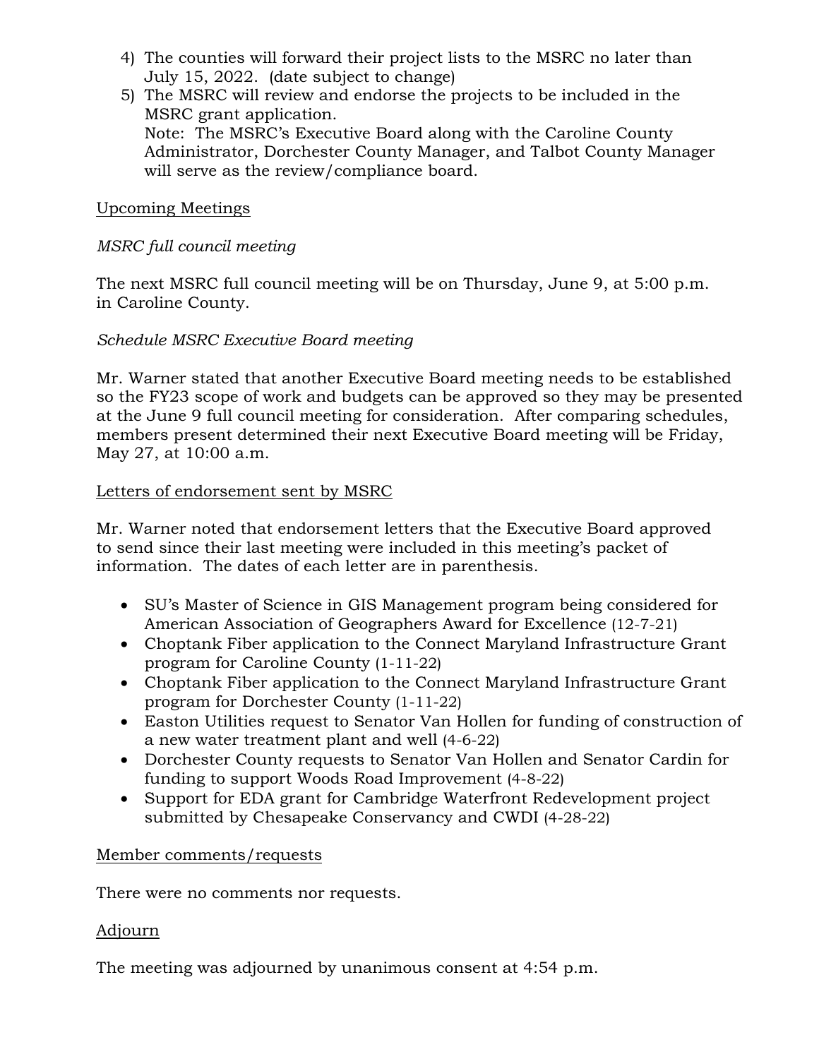4) The counties will forward their project lists to the MSRC no later than July 15, 2022. (date subject to change)
5) The MSRC will review and endorse the projects to be included in the MSRC grant application.
   Note: The MSRC's Executive Board along with the Caroline County Administrator, Dorchester County Manager, and Talbot County Manager will serve as the review/compliance board.

<u>Upcoming Meetings</u>

*MSRC full council meeting*

The next MSRC full council meeting will be on Thursday, June 9, at 5:00 p.m. in Caroline County.

*Schedule MSRC Executive Board meeting*

Mr. Warner stated that another Executive Board meeting needs to be established so the FY23 scope of work and budgets can be approved so they may be presented at the June 9 full council meeting for consideration. After comparing schedules, members present determined their next Executive Board meeting will be Friday, May 27, at 10:00 a.m.

<u>Letters of endorsement sent by MSRC</u>

Mr. Warner noted that endorsement letters that the Executive Board approved to send since their last meeting were included in this meeting's packet of information. The dates of each letter are in parenthesis.

- SU's Master of Science in GIS Management program being considered for American Association of Geographers Award for Excellence (12-7-21)
- Choptank Fiber application to the Connect Maryland Infrastructure Grant program for Caroline County (1-11-22)
- Choptank Fiber application to the Connect Maryland Infrastructure Grant program for Dorchester County (1-11-22)
- Easton Utilities request to Senator Van Hollen for funding of construction of a new water treatment plant and well (4-6-22)
- Dorchester County requests to Senator Van Hollen and Senator Cardin for funding to support Woods Road Improvement (4-8-22)
- Support for EDA grant for Cambridge Waterfront Redevelopment project submitted by Chesapeake Conservancy and CWDI (4-28-22)

<u>Member comments/requests</u>

There were no comments nor requests.

<u>Adjourn</u>

The meeting was adjourned by unanimous consent at 4:54 p.m.